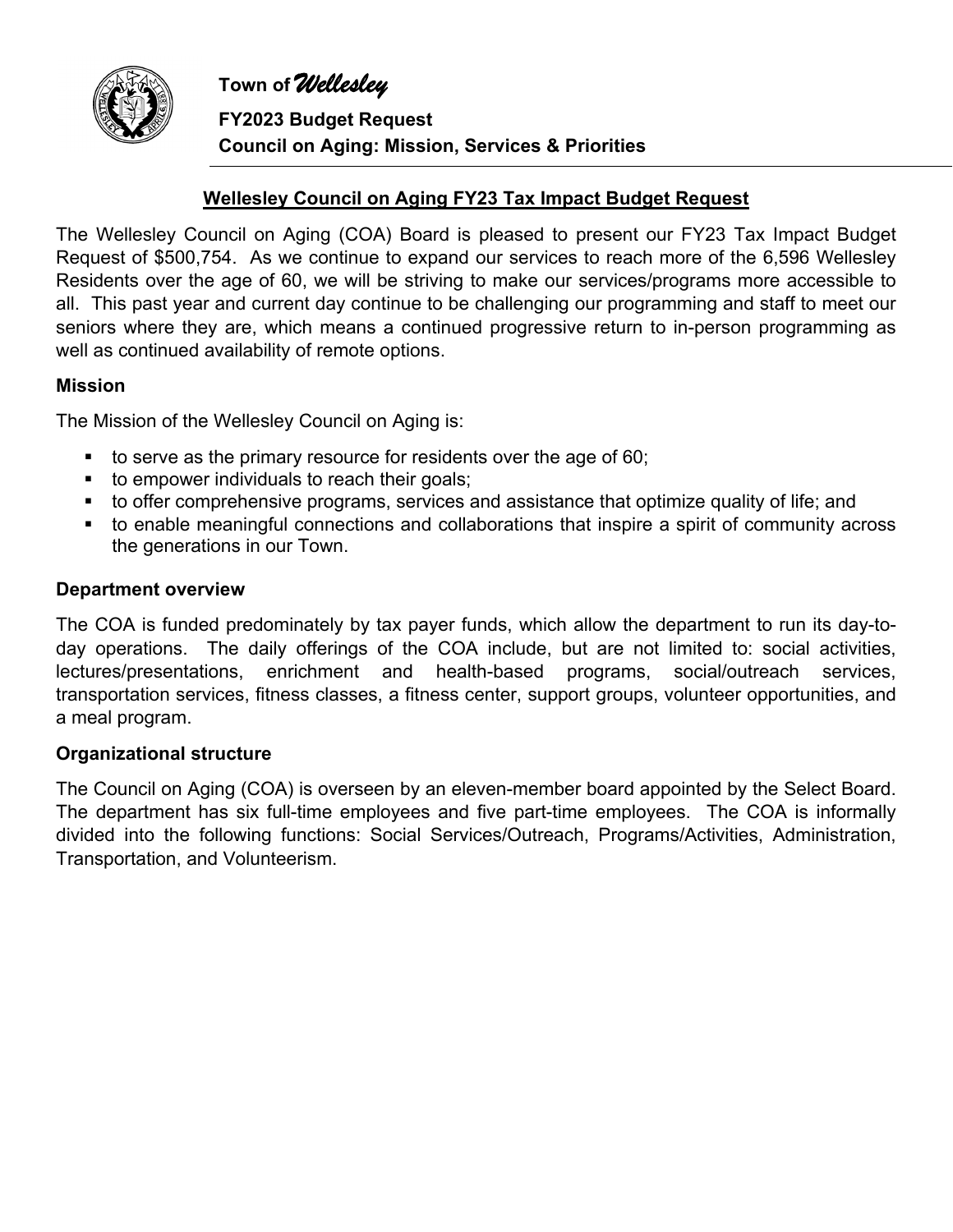Town of *Wellesley*

**FY2023 Budget Request**

**Council on Aging: Mission, Services & Priorities**

## Wellesley Council on Aging FY23 Tax Impact Budget Request

The Wellesley Council on Aging (COA) Board is pleased to present our FY23 Tax Impact Budget Request of $500,754. As we continue to expand our services to reach more of the 6,596 Wellesley Residents over the age of 60, we will be striving to make our services/programs more accessible to all. This past year and current day continue to be challenging our programming and staff to meet our seniors where they are, which means a continued progressive return to in-person programming as well as continued availability of remote options.

### Mission

The Mission of the Wellesley Council on Aging is:

- to serve as the primary resource for residents over the age of 60;
- to empower individuals to reach their goals;
- to offer comprehensive programs, services and assistance that optimize quality of life; and
- to enable meaningful connections and collaborations that inspire a spirit of community across the generations in our Town.

### Department overview

The COA is funded predominately by tax payer funds, which allow the department to run its day-to-day operations. The daily offerings of the COA include, but are not limited to: social activities, lectures/presentations, enrichment and health-based programs, social/outreach services, transportation services, fitness classes, a fitness center, support groups, volunteer opportunities, and a meal program.

### Organizational structure

The Council on Aging (COA) is overseen by an eleven-member board appointed by the Select Board. The department has six full-time employees and five part-time employees. The COA is informally divided into the following functions: Social Services/Outreach, Programs/Activities, Administration, Transportation, and Volunteerism.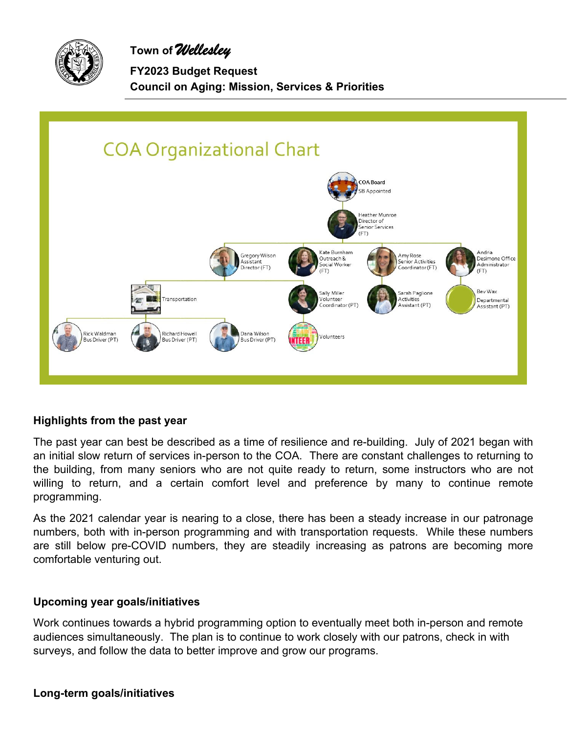## COA Organizational Chart

- **COA Board** – SB Appointed
  - Heather Munroe – Director of Senior Services (FT)
    - Gregory Wilson – Assistant Director (FT)
      - Transportation
        - Rick Waldman – Bus Driver (PT)
        - Richard Howell – Bus Driver (PT)
        - Dana Wilson – Bus Driver (PT)
    - Kate Burnham – Outreach & Social Worker (FT)
      - Sally Miller – Volunteer Coordinator (PT)
        - Volunteers
    - Amy Rose – Senior Activities Coordinator (FT)
      - Sarah Paglione – Activities Assistant (PT)
    - Andria Desimone – Office Administrator (FT)
      - Bev Wax – Departmental Assistant (PT)

### Highlights from the past year

The past year can best be described as a time of resilience and re-building. July of 2021 began with an initial slow return of services in-person to the COA. There are constant challenges to returning to the building, from many seniors who are not quite ready to return, some instructors who are not willing to return, and a certain comfort level and preference by many to continue remote programming.

As the 2021 calendar year is nearing to a close, there has been a steady increase in our patronage numbers, both with in-person programming and with transportation requests. While these numbers are still below pre-COVID numbers, they are steadily increasing as patrons are becoming more comfortable venturing out.

### Upcoming year goals/initiatives

Work continues towards a hybrid programming option to eventually meet both in-person and remote audiences simultaneously. The plan is to continue to work closely with our patrons, check in with surveys, and follow the data to better improve and grow our programs.

### Long-term goals/initiatives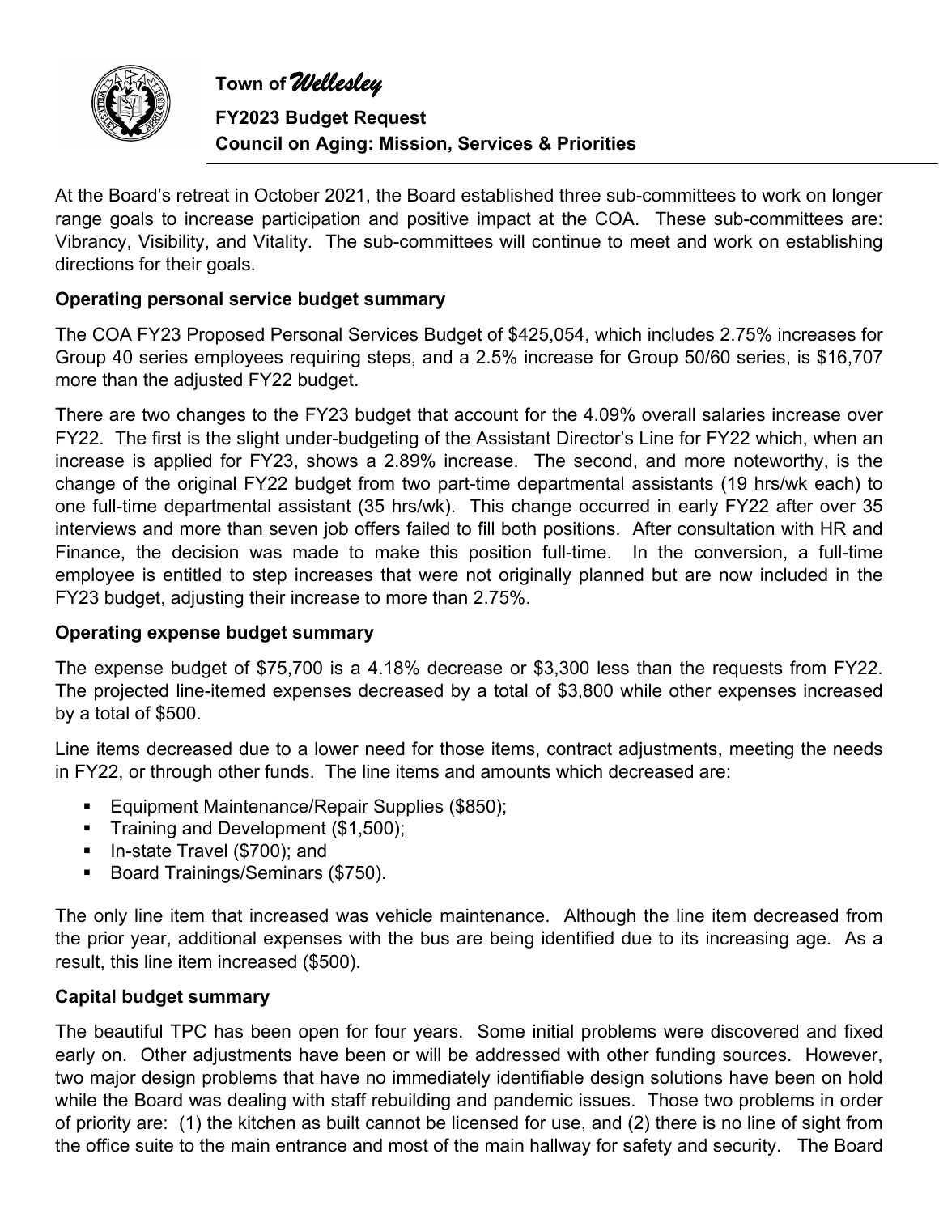At the Board's retreat in October 2021, the Board established three sub-committees to work on longer range goals to increase participation and positive impact at the COA. These sub-committees are: Vibrancy, Visibility, and Vitality. The sub-committees will continue to meet and work on establishing directions for their goals.

**Operating personal service budget summary**

The COA FY23 Proposed Personal Services Budget of $425,054, which includes 2.75% increases for Group 40 series employees requiring steps, and a 2.5% increase for Group 50/60 series, is $16,707 more than the adjusted FY22 budget.

There are two changes to the FY23 budget that account for the 4.09% overall salaries increase over FY22. The first is the slight under-budgeting of the Assistant Director's Line for FY22 which, when an increase is applied for FY23, shows a 2.89% increase. The second, and more noteworthy, is the change of the original FY22 budget from two part-time departmental assistants (19 hrs/wk each) to one full-time departmental assistant (35 hrs/wk). This change occurred in early FY22 after over 35 interviews and more than seven job offers failed to fill both positions. After consultation with HR and Finance, the decision was made to make this position full-time. In the conversion, a full-time employee is entitled to step increases that were not originally planned but are now included in the FY23 budget, adjusting their increase to more than 2.75%.

**Operating expense budget summary**

The expense budget of $75,700 is a 4.18% decrease or $3,300 less than the requests from FY22. The projected line-itemed expenses decreased by a total of $3,800 while other expenses increased by a total of $500.

Line items decreased due to a lower need for those items, contract adjustments, meeting the needs in FY22, or through other funds. The line items and amounts which decreased are:

- Equipment Maintenance/Repair Supplies ($850);
- Training and Development ($1,500);
- In-state Travel ($700); and
- Board Trainings/Seminars ($750).

The only line item that increased was vehicle maintenance. Although the line item decreased from the prior year, additional expenses with the bus are being identified due to its increasing age. As a result, this line item increased ($500).

**Capital budget summary**

The beautiful TPC has been open for four years. Some initial problems were discovered and fixed early on. Other adjustments have been or will be addressed with other funding sources. However, two major design problems that have no immediately identifiable design solutions have been on hold while the Board was dealing with staff rebuilding and pandemic issues. Those two problems in order of priority are: (1) the kitchen as built cannot be licensed for use, and (2) there is no line of sight from the office suite to the main entrance and most of the main hallway for safety and security. The Board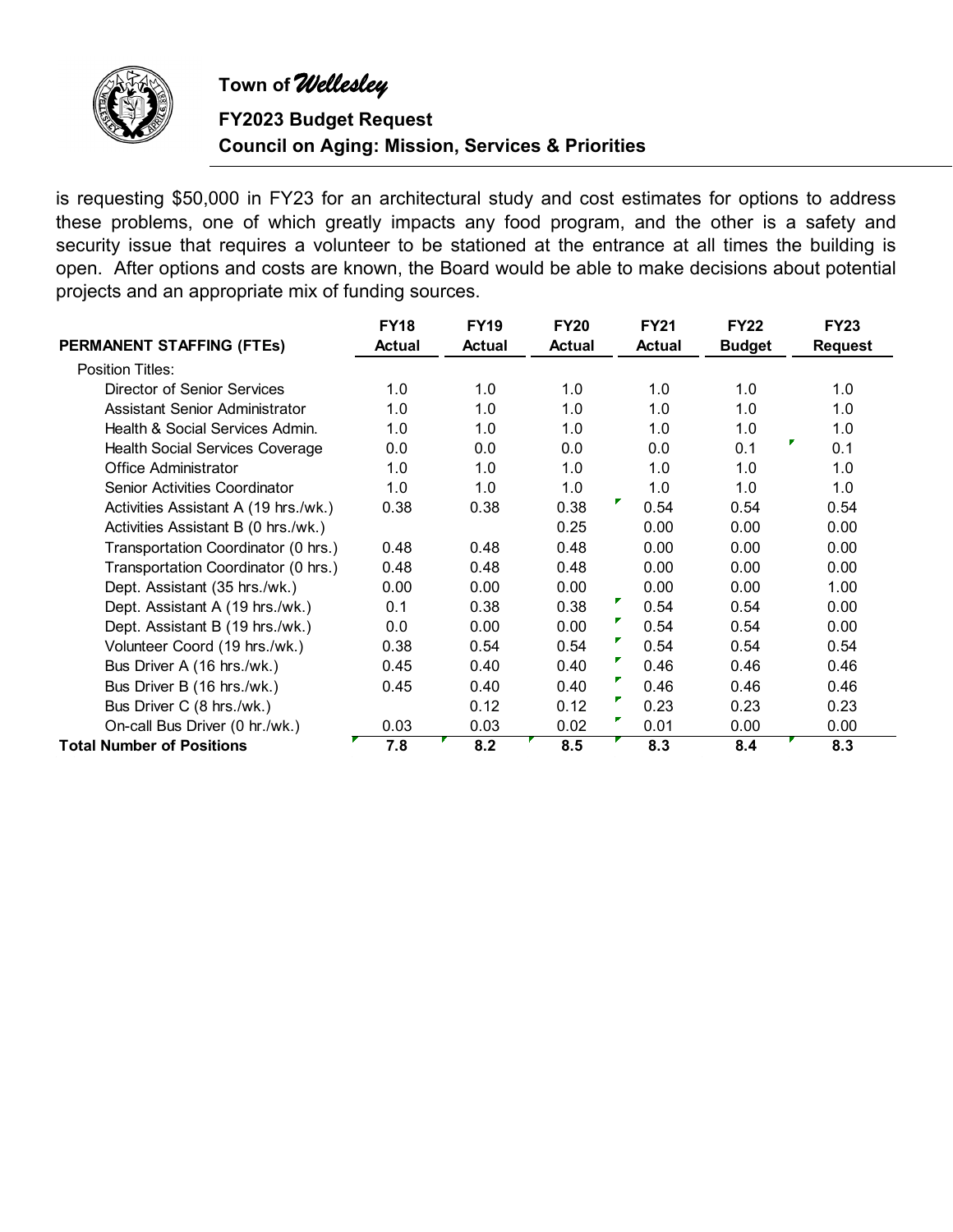is requesting $50,000 in FY23 for an architectural study and cost estimates for options to address these problems, one of which greatly impacts any food program, and the other is a safety and security issue that requires a volunteer to be stationed at the entrance at all times the building is open. After options and costs are known, the Board would be able to make decisions about potential projects and an appropriate mix of funding sources.

| PERMANENT STAFFING (FTEs) | FY18 Actual | FY19 Actual | FY20 Actual | FY21 Actual | FY22 Budget | FY23 Request |
|---|---|---|---|---|---|---|
| Position Titles: | | | | | | |
| Director of Senior Services | 1.0 | 1.0 | 1.0 | 1.0 | 1.0 | 1.0 |
| Assistant Senior Administrator | 1.0 | 1.0 | 1.0 | 1.0 | 1.0 | 1.0 |
| Health & Social Services Admin. | 1.0 | 1.0 | 1.0 | 1.0 | 1.0 | 1.0 |
| Health Social Services Coverage | 0.0 | 0.0 | 0.0 | 0.0 | 0.1 | 0.1 |
| Office Administrator | 1.0 | 1.0 | 1.0 | 1.0 | 1.0 | 1.0 |
| Senior Activities Coordinator | 1.0 | 1.0 | 1.0 | 1.0 | 1.0 | 1.0 |
| Activities Assistant A (19 hrs./wk.) | 0.38 | 0.38 | 0.38 | 0.54 | 0.54 | 0.54 |
| Activities Assistant B (0 hrs./wk.) | | | 0.25 | 0.00 | 0.00 | 0.00 |
| Transportation Coordinator (0 hrs.) | 0.48 | 0.48 | 0.48 | 0.00 | 0.00 | 0.00 |
| Transportation Coordinator (0 hrs.) | 0.48 | 0.48 | 0.48 | 0.00 | 0.00 | 0.00 |
| Dept. Assistant (35 hrs./wk.) | 0.00 | 0.00 | 0.00 | 0.00 | 0.00 | 1.00 |
| Dept. Assistant A (19 hrs./wk.) | 0.1 | 0.38 | 0.38 | 0.54 | 0.54 | 0.00 |
| Dept. Assistant B (19 hrs./wk.) | 0.0 | 0.00 | 0.00 | 0.54 | 0.54 | 0.00 |
| Volunteer Coord (19 hrs./wk.) | 0.38 | 0.54 | 0.54 | 0.54 | 0.54 | 0.54 |
| Bus Driver A (16 hrs./wk.) | 0.45 | 0.40 | 0.40 | 0.46 | 0.46 | 0.46 |
| Bus Driver B (16 hrs./wk.) | 0.45 | 0.40 | 0.40 | 0.46 | 0.46 | 0.46 |
| Bus Driver C (8 hrs./wk.) | | 0.12 | 0.12 | 0.23 | 0.23 | 0.23 |
| On-call Bus Driver (0 hr./wk.) | 0.03 | 0.03 | 0.02 | 0.01 | 0.00 | 0.00 |
| **Total Number of Positions** | **7.8** | **8.2** | **8.5** | **8.3** | **8.4** | **8.3** |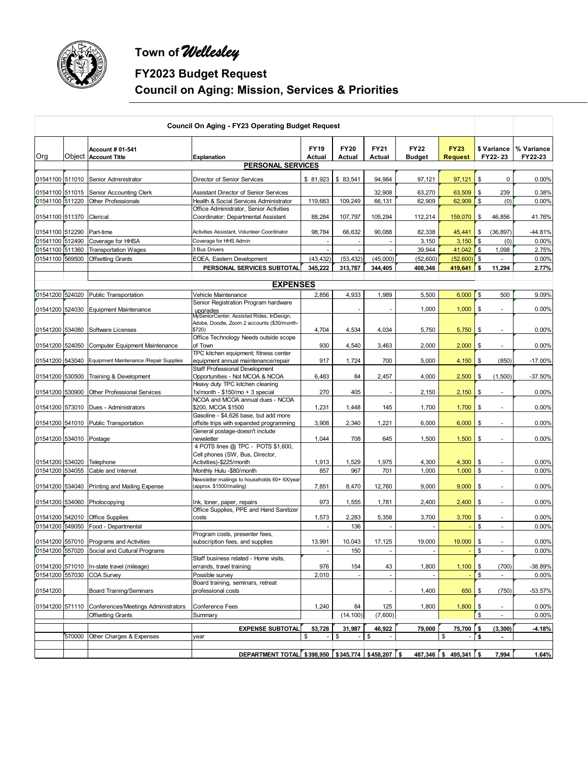# Town of *Wellesley*

## FY2023 Budget Request

## Council on Aging: Mission, Services & Priorities

| Council On Aging - FY23 Operating Budget Request | | | | | | | | | | |
|---|---|---|---|---|---|---|---|---|---|---|
| Org | Object | Account # 01-541 Account Title | Explanation | FY19 Actual | FY20 Actual | FY21 Actual | FY22 Budget | FY23 Request | $ Variance FY22-23 | % Variance FY22-23 |
| | | | **PERSONAL SERVICES** | | | | | | | |
| 01541100 | 511010 | Senior Administrator | Director of Senior Services | $ 81,923 | $ 83,541 | 94,984 | 97,121 | 97,121 | $ 0 | 0.00% |
| 01541100 | 511015 | Senior Accounting Clerk | Assistant Director of Senior Services | | | 32,908 | 63,270 | 63,509 | $ 239 | 0.38% |
| 01541100 | 511220 | Other Professionals | Health & Social Services Administrator | 119,663 | 109,249 | 66,131 | 62,909 | 62,909 | $ (0) | 0.00% |
| 01541100 | 511370 | Clerical | Office Administrator, Senior Activities Coordinator; Departmental Assistant | 88,284 | 107,797 | 105,294 | 112,214 | 159,070 | $ 46,856 | 41.76% |
| 01541100 | 512290 | Part-time | Activities Assistant, Volunteer Coordinator | 98,784 | 66,632 | 90,088 | 82,338 | 45,441 | $ (36,897) | -44.81% |
| 01541100 | 512490 | Coverage for HHSA | Coverage for HHS Admin | - | - | - | 3,150 | 3,150 | $ (0) | 0.00% |
| 01541100 | 511360 | Transportation Wages | 3 Bus Drivers | - | - | - | 39,944 | 41,042 | $ 1,098 | 2.75% |
| 01541100 | 569500 | Offsetting Grants | EOEA, Eastern Development | (43,432) | (53,432) | (45,000) | (52,600) | (52,600) | $ - | 0.00% |
| | | | **PERSONAL SERVICES SUBTOTAL** | **345,222** | **313,787** | **344,405** | **408,346** | **419,641** | **$ 11,294** | **2.77%** |
| | | | **EXPENSES** | | | | | | | |
| 01541200 | 524020 | Public Transportation | Vehicle Maintenance | 2,856 | 4,933 | 1,989 | 5,500 | 6,000 | $ 500 | 9.09% |
| 01541200 | 524030 | Equipment Maintenance | Senior Registration Program hardware upgrades | | - | - | 1,000 | 1,000 | $ - | 0.00% |
| 01541200 | 534080 | Software Licenses | MySeniorCenter, Assisted Rides, InDesign, Adobe, Doodle, Zoom 2 accounts ($30/month-$720) | 4,704 | 4,534 | 4,034 | 5,750 | 5,750 | $ - | 0.00% |
| 01541200 | 524050 | Computer Equipment Maintenance | Office Technology Needs outside scope of Town | 930 | 4,540 | 3,463 | 2,000 | 2,000 | $ - | 0.00% |
| 01541200 | 543040 | Equipment Maintenance /Repair Supplies | TPC kitchen equipment; fitness center equipment annual maintenance/repair | 917 | 1,724 | 700 | 5,000 | 4,150 | $ (850) | -17.00% |
| 01541200 | 530500 | Training & Development | Staff Professional Development Opportunities - Not MCOA & NCOA | 6,483 | 84 | 2,457 | 4,000 | 2,500 | $ (1,500) | -37.50% |
| 01541200 | 530900 | Other Professional Services | Heavy duty TPC kitchen cleaning 1x/month - $150/mo + 3 special | 270 | 405 | - | 2,150 | 2,150 | $ - | 0.00% |
| 01541200 | 573010 | Dues - Administrators | NCOA and MCOA annual dues - NCOA $200, MCOA $1500 | 1,231 | 1,448 | 145 | 1,700 | 1,700 | $ - | 0.00% |
| 01541200 | 541010 | Public Transportation | Gasoline - $4,626 base, but add more offsite trips with expanded programming | 3,908 | 2,340 | 1,221 | 6,000 | 6,000 | $ - | 0.00% |
| 01541200 | 534010 | Postage | General postage-doesn't include newsletter | 1,044 | 708 | 645 | 1,500 | 1,500 | $ - | 0.00% |
| 01541200 | 534020 | Telephone | 4 POTS lines @ TPC - POTS $1,600, Cell phones (SW, Bus, Director, Activities)-$225/month | 1,913 | 1,529 | 1,975 | 4,300 | 4,300 | $ - | 0.00% |
| 01541200 | 534055 | Cable and Internet | Monthly Hulu -$80/month | 857 | 967 | 701 | 1,000 | 1,000 | $ - | 0.00% |
| 01541200 | 534040 | Printing and Mailing Expense | Newsletter mailings to households 60+ 6X/year (approx. $1500/mailing) | 7,851 | 8,470 | 12,760 | 9,000 | 9,000 | $ - | 0.00% |
| 01541200 | 534060 | Photocopying | Ink, toner, paper, repairs | 973 | 1,555 | 1,781 | 2,400 | 2,400 | $ - | 0.00% |
| 01541200 | 542010 | Office Supplies | Office Supplies, PPE and Hand Sanitizer costs | 1,573 | 2,283 | 5,358 | 3,700 | 3,700 | $ - | 0.00% |
| 01541200 | 549050 | Food - Departmental | | - | 136 | - | - | - | $ - | 0.00% |
| 01541200 | 557010 | Programs and Activities | Program costs, presenter fees, subscription fees, and supplies | 13,991 | 10,043 | 17,125 | 19,000 | 19,000 | $ - | 0.00% |
| 01541200 | 557020 | Social and Cultural Programs | | - | 150 | - | - | - | $ - | 0.00% |
| 01541200 | 571010 | In-state travel (mileage) | Staff business related - Home visits, errands, travel training | 976 | 154 | 43 | 1,800 | 1,100 | $ (700) | -38.89% |
| 01541200 | 557030 | COA Survey | Possible survey | 2,010 | - | - | - | - | $ - | 0.00% |
| 01541200 | | Board Training/Seminars | Board training, seminars, retreat professional costs | | | - | 1,400 | 650 | $ (750) | -53.57% |
| 01541200 | 571110 | Conferences/Meetings Administrators | Conference Fees | 1,240 | 84 | 125 | 1,800 | 1,800 | $ - | 0.00% |
| | | Offsetting Grants | Summary | | (14,100) | (7,600) | | | $ - | 0.00% |
| | | | **EXPENSE SUBTOTAL** | **53,728** | **31,987** | **46,922** | **79,000** | **75,700** | **$ (3,300)** | **-4.18%** |
| | 570000 | Other Charges & Expenses | year | $ - | $ - | $ - | | $ - | $ - | |
| | | | **DEPARTMENT TOTAL** | **$398,950** | **$345,774** | **$458,207** | **$ 487,346** | **$ 495,341** | **$ 7,994** | **1.64%** |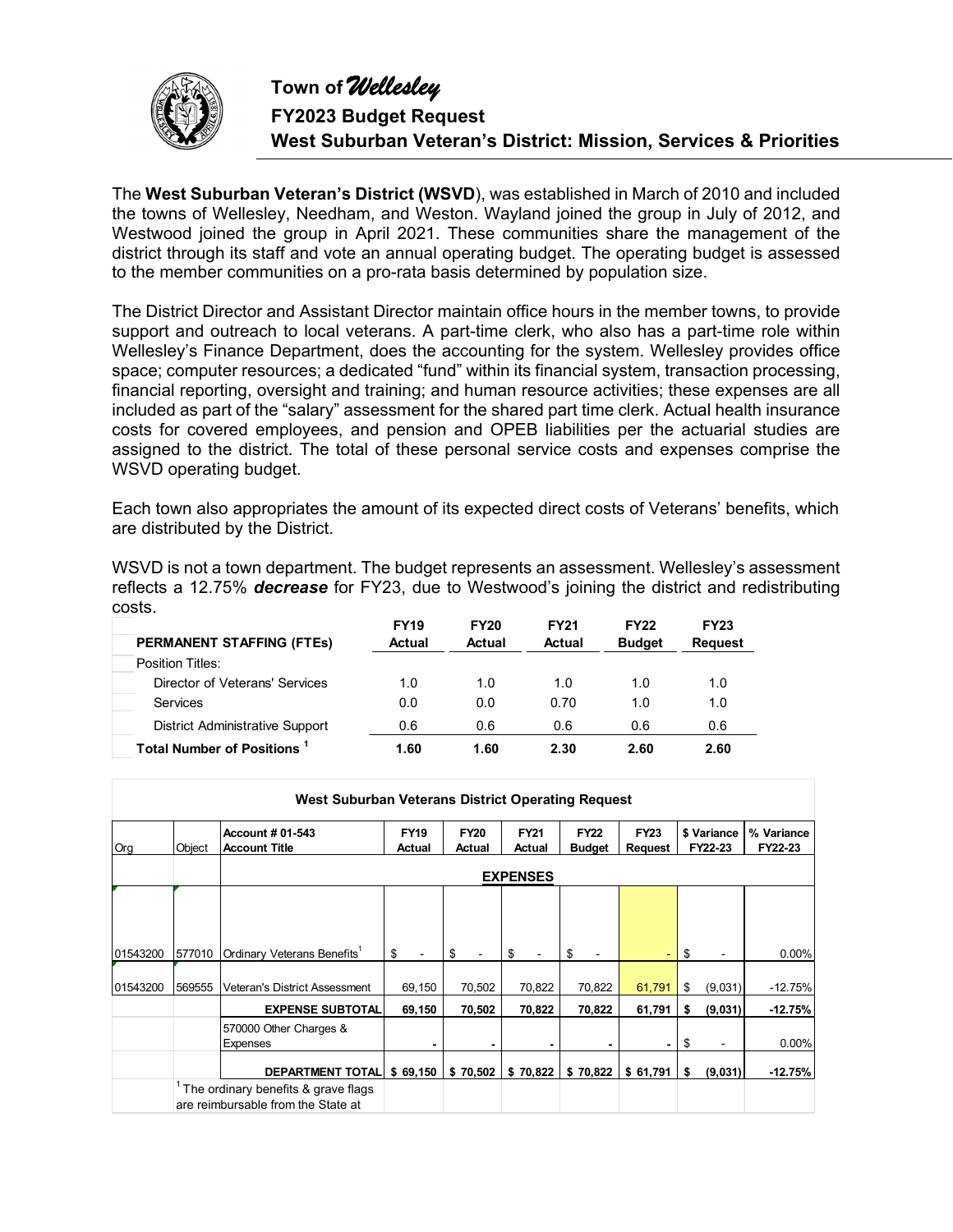# Town of *Wellesley*

## FY2023 Budget Request

## West Suburban Veteran's District: Mission, Services & Priorities

The **West Suburban Veteran's District (WSVD**), was established in March of 2010 and included the towns of Wellesley, Needham, and Weston. Wayland joined the group in July of 2012, and Westwood joined the group in April 2021. These communities share the management of the district through its staff and vote an annual operating budget. The operating budget is assessed to the member communities on a pro-rata basis determined by population size.

The District Director and Assistant Director maintain office hours in the member towns, to provide support and outreach to local veterans. A part-time clerk, who also has a part-time role within Wellesley's Finance Department, does the accounting for the system. Wellesley provides office space; computer resources; a dedicated "fund" within its financial system, transaction processing, financial reporting, oversight and training; and human resource activities; these expenses are all included as part of the "salary" assessment for the shared part time clerk. Actual health insurance costs for covered employees, and pension and OPEB liabilities per the actuarial studies are assigned to the district. The total of these personal service costs and expenses comprise the WSVD operating budget.

Each town also appropriates the amount of its expected direct costs of Veterans' benefits, which are distributed by the District.

WSVD is not a town department. The budget represents an assessment. Wellesley's assessment reflects a 12.75% ***decrease*** for FY23, due to Westwood's joining the district and redistributing costs.

| PERMANENT STAFFING (FTEs) | FY19 Actual | FY20 Actual | FY21 Actual | FY22 Budget | FY23 Request |
|---|---|---|---|---|---|
| Position Titles: | | | | | |
| Director of Veterans' Services | 1.0 | 1.0 | 1.0 | 1.0 | 1.0 |
| Services | 0.0 | 0.0 | 0.70 | 1.0 | 1.0 |
| District Administrative Support | 0.6 | 0.6 | 0.6 | 0.6 | 0.6 |
| **Total Number of Positions [1]** | **1.60** | **1.60** | **2.30** | **2.60** | **2.60** |

**West Suburban Veterans District Operating Request**

| Org | Object | Account # 01-543 Account Title | FY19 Actual | FY20 Actual | FY21 Actual | FY22 Budget | FY23 Request | $ Variance FY22-23 | % Variance FY22-23 |
|---|---|---|---|---|---|---|---|---|---|
| | | **EXPENSES** | | | | | | | |
| 01543200 | 577010 | Ordinary Veterans Benefits[1] | $ - | $ - | $ - | $ - | - | $ - | 0.00% |
| 01543200 | 569555 | Veteran's District Assessment | 69,150 | 70,502 | 70,822 | 70,822 | 61,791 | $ (9,031) | -12.75% |
| | | **EXPENSE SUBTOTAL** | **69,150** | **70,502** | **70,822** | **70,822** | **61,791** | **$ (9,031)** | **-12.75%** |
| | | 570000 Other Charges & Expenses | - | - | - | - | - | $ - | 0.00% |
| | | **DEPARTMENT TOTAL** | **$ 69,150** | **$ 70,502** | **$ 70,822** | **$ 70,822** | **$ 61,791** | **$ (9,031)** | **-12.75%** |

[1] The ordinary benefits & grave flags are reimbursable from the State at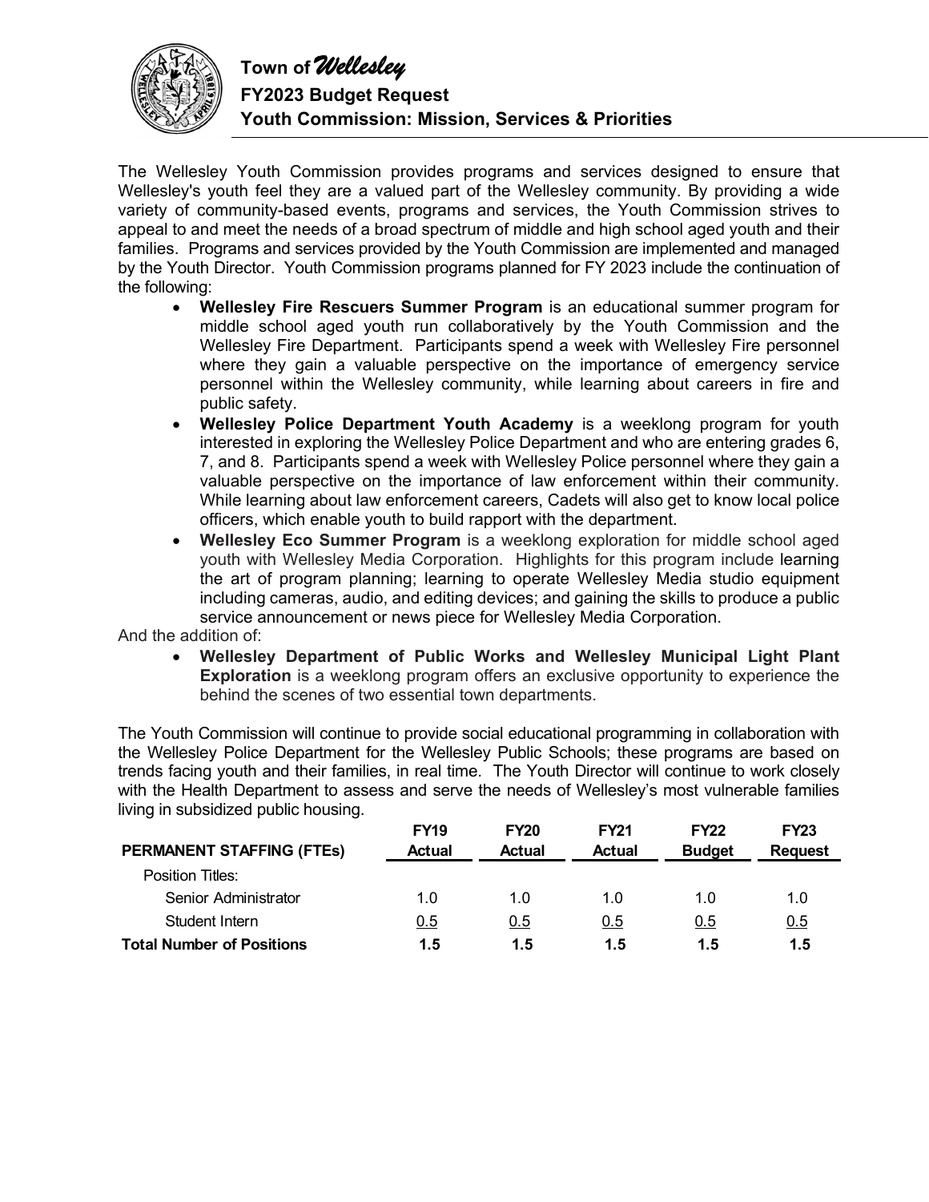# Town of *Wellesley*

## FY2023 Budget Request

## Youth Commission: Mission, Services & Priorities

The Wellesley Youth Commission provides programs and services designed to ensure that Wellesley's youth feel they are a valued part of the Wellesley community. By providing a wide variety of community-based events, programs and services, the Youth Commission strives to appeal to and meet the needs of a broad spectrum of middle and high school aged youth and their families. Programs and services provided by the Youth Commission are implemented and managed by the Youth Director. Youth Commission programs planned for FY 2023 include the continuation of the following:

- **Wellesley Fire Rescuers Summer Program** is an educational summer program for middle school aged youth run collaboratively by the Youth Commission and the Wellesley Fire Department. Participants spend a week with Wellesley Fire personnel where they gain a valuable perspective on the importance of emergency service personnel within the Wellesley community, while learning about careers in fire and public safety.
- **Wellesley Police Department Youth Academy** is a weeklong program for youth interested in exploring the Wellesley Police Department and who are entering grades 6, 7, and 8. Participants spend a week with Wellesley Police personnel where they gain a valuable perspective on the importance of law enforcement within their community. While learning about law enforcement careers, Cadets will also get to know local police officers, which enable youth to build rapport with the department.
- **Wellesley Eco Summer Program** is a weeklong exploration for middle school aged youth with Wellesley Media Corporation. Highlights for this program include learning the art of program planning; learning to operate Wellesley Media studio equipment including cameras, audio, and editing devices; and gaining the skills to produce a public service announcement or news piece for Wellesley Media Corporation.

And the addition of:

- **Wellesley Department of Public Works and Wellesley Municipal Light Plant Exploration** is a weeklong program offers an exclusive opportunity to experience the behind the scenes of two essential town departments.

The Youth Commission will continue to provide social educational programming in collaboration with the Wellesley Police Department for the Wellesley Public Schools; these programs are based on trends facing youth and their families, in real time. The Youth Director will continue to work closely with the Health Department to assess and serve the needs of Wellesley's most vulnerable families living in subsidized public housing.

| **PERMANENT STAFFING (FTEs)** | **FY19 Actual** | **FY20 Actual** | **FY21 Actual** | **FY22 Budget** | **FY23 Request** |
|---|---|---|---|---|---|
| Position Titles: | | | | | |
| Senior Administrator | 1.0 | 1.0 | 1.0 | 1.0 | 1.0 |
| Student Intern | 0.5 | 0.5 | 0.5 | 0.5 | 0.5 |
| **Total Number of Positions** | **1.5** | **1.5** | **1.5** | **1.5** | **1.5** |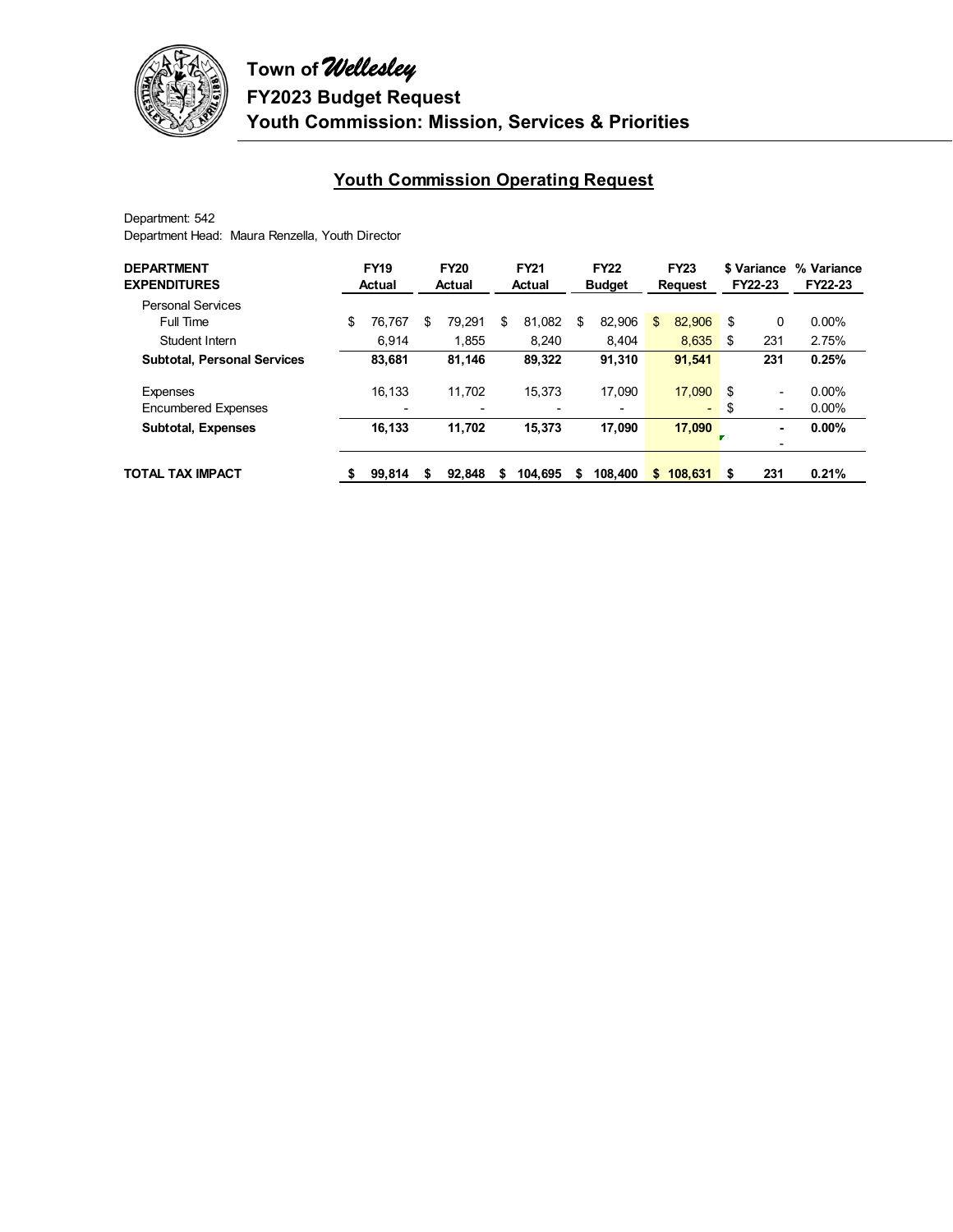# Town of *Wellesley*
## FY2023 Budget Request
## Youth Commission: Mission, Services & Priorities

### Youth Commission Operating Request

Department: 542
Department Head: Maura Renzella, Youth Director

| DEPARTMENT EXPENDITURES | FY19 Actual | FY20 Actual | FY21 Actual | FY22 Budget | FY23 Request | $ Variance FY22-23 | % Variance FY22-23 |
|---|---|---|---|---|---|---|---|
| Personal Services | | | | | | | |
| Full Time | $ 76,767 | $ 79,291 | $ 81,082 | $ 82,906 | $ 82,906 | $ 0 | 0.00% |
| Student Intern | 6,914 | 1,855 | 8,240 | 8,404 | 8,635 | $ 231 | 2.75% |
| **Subtotal, Personal Services** | **83,681** | **81,146** | **89,322** | **91,310** | **91,541** | **231** | **0.25%** |
| Expenses | 16,133 | 11,702 | 15,373 | 17,090 | 17,090 | $ - | 0.00% |
| Encumbered Expenses | - | - | - | - | - | $ - | 0.00% |
| **Subtotal, Expenses** | **16,133** | **11,702** | **15,373** | **17,090** | **17,090** | **-** | **0.00%** |
| | | | | | | - | |
| **TOTAL TAX IMPACT** | **$ 99,814** | **$ 92,848** | **$ 104,695** | **$ 108,400** | **$ 108,631** | **$ 231** | **0.21%** |